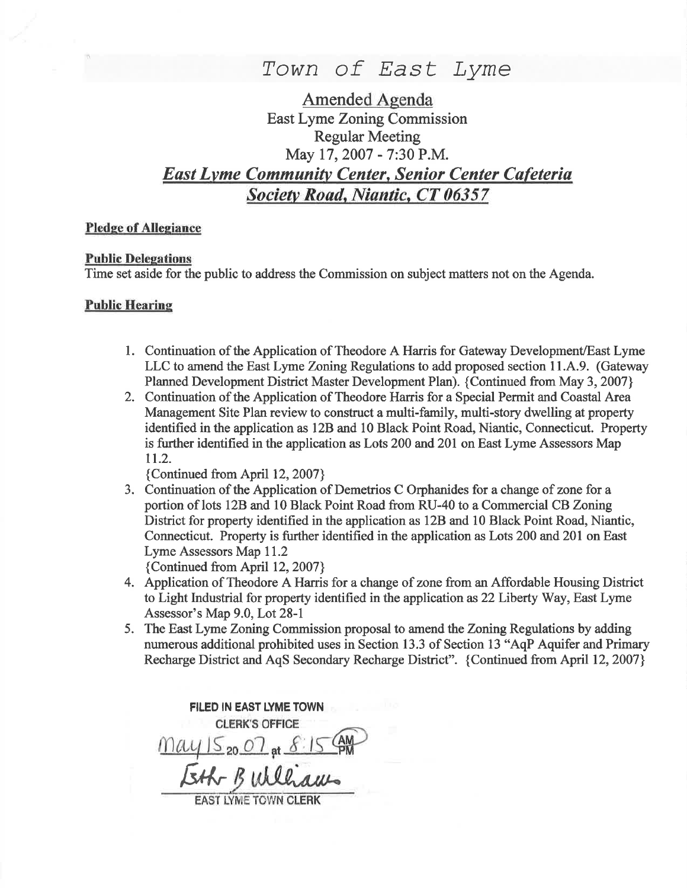# Town of East Lyme

## Amended Agenda

East Lyme Zoning Commission
Regular Meeting
May 17, 2007 - 7:30 P.M.

***East Lyme Community Center, Senior Center Cafeteria***
***Society Road, Niantic, CT 06357***

**Pledge of Allegiance**

**Public Delegations**

Time set aside for the public to address the Commission on subject matters not on the Agenda.

**Public Hearing**

1. Continuation of the Application of Theodore A Harris for Gateway Development/East Lyme LLC to amend the East Lyme Zoning Regulations to add proposed section 11.A.9. (Gateway Planned Development District Master Development Plan). {Continued from May 3, 2007}
2. Continuation of the Application of Theodore Harris for a Special Permit and Coastal Area Management Site Plan review to construct a multi-family, multi-story dwelling at property identified in the application as 12B and 10 Black Point Road, Niantic, Connecticut. Property is further identified in the application as Lots 200 and 201 on East Lyme Assessors Map 11.2.
   {Continued from April 12, 2007}
3. Continuation of the Application of Demetrios C Orphanides for a change of zone for a portion of lots 12B and 10 Black Point Road from RU-40 to a Commercial CB Zoning District for property identified in the application as 12B and 10 Black Point Road, Niantic, Connecticut. Property is further identified in the application as Lots 200 and 201 on East Lyme Assessors Map 11.2
   {Continued from April 12, 2007}
4. Application of Theodore A Harris for a change of zone from an Affordable Housing District to Light Industrial for property identified in the application as 22 Liberty Way, East Lyme Assessor's Map 9.0, Lot 28-1
5. The East Lyme Zoning Commission proposal to amend the Zoning Regulations by adding numerous additional prohibited uses in Section 13.3 of Section 13 "AqP Aquifer and Primary Recharge District and AqS Secondary Recharge District". {Continued from April 12, 2007}

FILED IN EAST LYME TOWN CLERK'S OFFICE
May 15 2007 at 8:15 AM
Esther B Williams
EAST LYME TOWN CLERK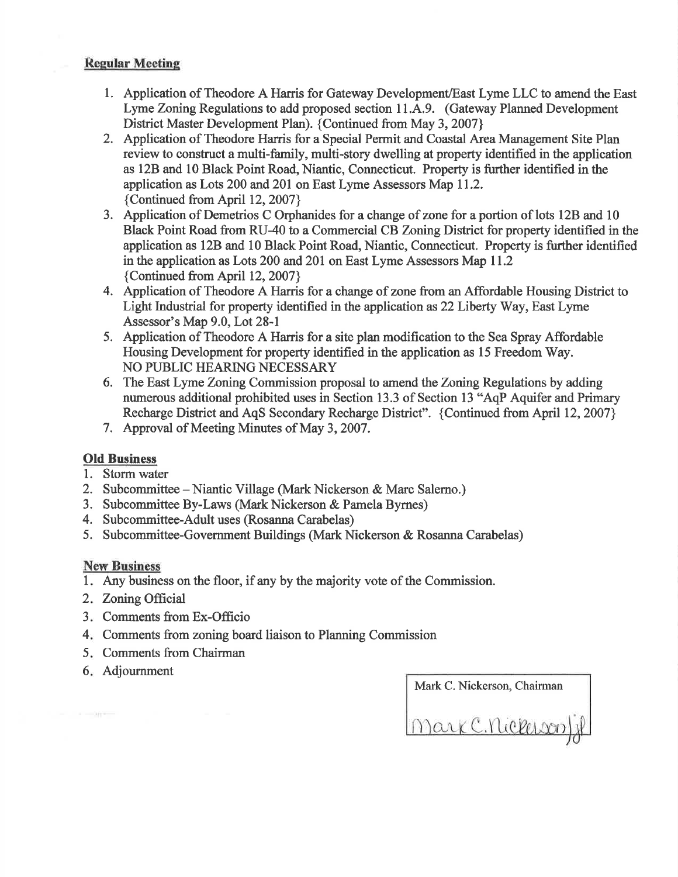**Regular Meeting**

1. Application of Theodore A Harris for Gateway Development/East Lyme LLC to amend the East Lyme Zoning Regulations to add proposed section 11.A.9. (Gateway Planned Development District Master Development Plan). {Continued from May 3, 2007}
2. Application of Theodore Harris for a Special Permit and Coastal Area Management Site Plan review to construct a multi-family, multi-story dwelling at property identified in the application as 12B and 10 Black Point Road, Niantic, Connecticut. Property is further identified in the application as Lots 200 and 201 on East Lyme Assessors Map 11.2. {Continued from April 12, 2007}
3. Application of Demetrios C Orphanides for a change of zone for a portion of lots 12B and 10 Black Point Road from RU-40 to a Commercial CB Zoning District for property identified in the application as 12B and 10 Black Point Road, Niantic, Connecticut. Property is further identified in the application as Lots 200 and 201 on East Lyme Assessors Map 11.2 {Continued from April 12, 2007}
4. Application of Theodore A Harris for a change of zone from an Affordable Housing District to Light Industrial for property identified in the application as 22 Liberty Way, East Lyme Assessor's Map 9.0, Lot 28-1
5. Application of Theodore A Harris for a site plan modification to the Sea Spray Affordable Housing Development for property identified in the application as 15 Freedom Way. NO PUBLIC HEARING NECESSARY
6. The East Lyme Zoning Commission proposal to amend the Zoning Regulations by adding numerous additional prohibited uses in Section 13.3 of Section 13 "AqP Aquifer and Primary Recharge District and AqS Secondary Recharge District". {Continued from April 12, 2007}
7. Approval of Meeting Minutes of May 3, 2007.

**Old Business**

1. Storm water
2. Subcommittee – Niantic Village (Mark Nickerson & Marc Salerno.)
3. Subcommittee By-Laws (Mark Nickerson & Pamela Byrnes)
4. Subcommittee-Adult uses (Rosanna Carabelas)
5. Subcommittee-Government Buildings (Mark Nickerson & Rosanna Carabelas)

**New Business**

1. Any business on the floor, if any by the majority vote of the Commission.
2. Zoning Official
3. Comments from Ex-Officio
4. Comments from zoning board liaison to Planning Commission
5. Comments from Chairman
6. Adjournment

Mark C. Nickerson, Chairman

Mark C. Nickerson/jl